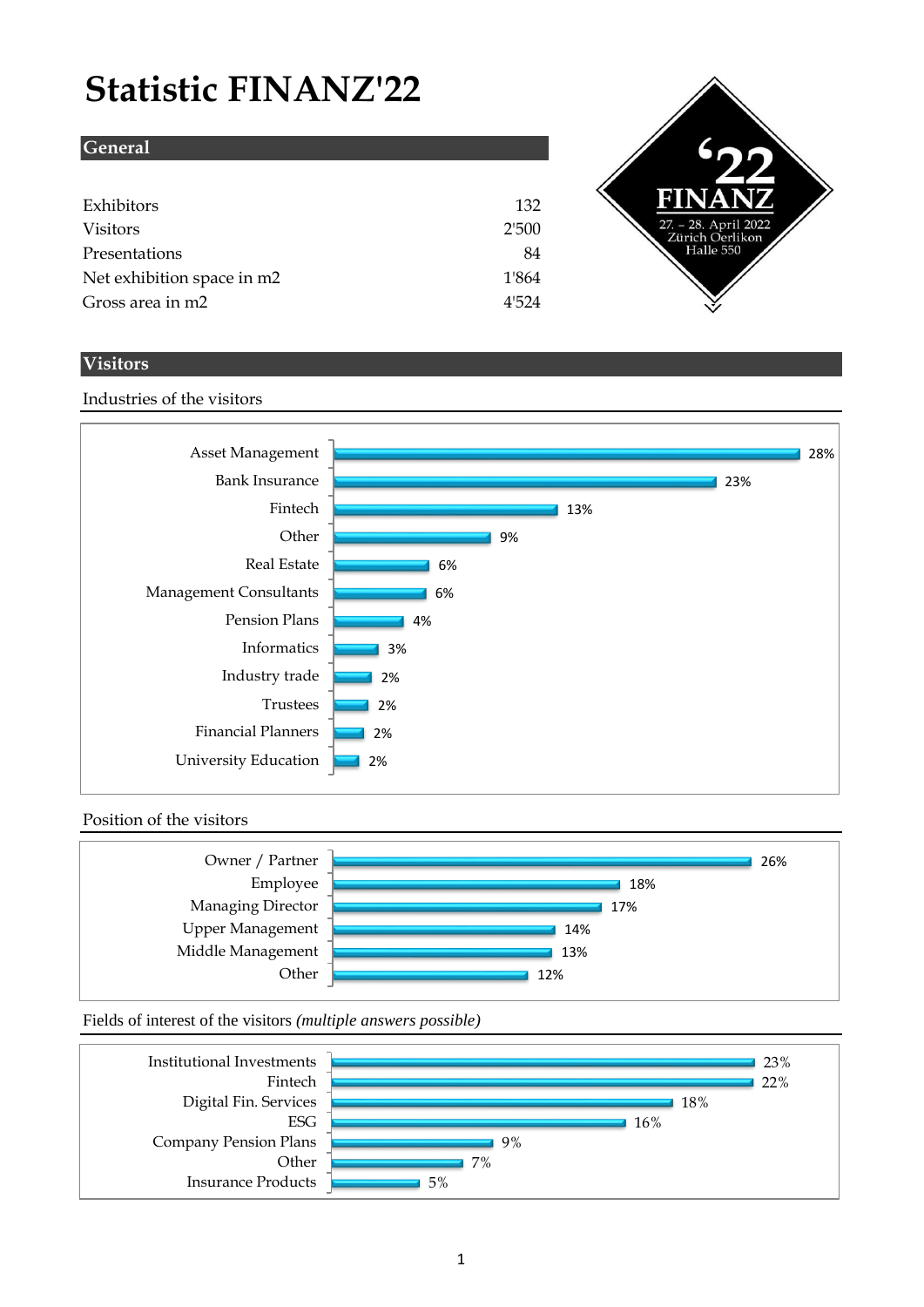# Statistic FINANZ'22

## General

| | |
|---|---|
| Exhibitors | 132 |
| Visitors | 2'500 |
| Presentations | 84 |
| Net exhibition space in m2 | 1'864 |
| Gross area in m2 | 4'524 |

'22 FINANZ
27. – 28. April 2022
Zürich Oerlikon
Halle 550

## Visitors

### Industries of the visitors

| Industry | Share |
|---|---|
| Asset Management | 28% |
| Bank Insurance | 23% |
| Fintech | 13% |
| Other | 9% |
| Real Estate | 6% |
| Management Consultants | 6% |
| Pension Plans | 4% |
| Informatics | 3% |
| Industry trade | 2% |
| Trustees | 2% |
| Financial Planners | 2% |
| University Education | 2% |

### Position of the visitors

| Position | Share |
|---|---|
| Owner / Partner | 26% |
| Employee | 18% |
| Managing Director | 17% |
| Upper Management | 14% |
| Middle Management | 13% |
| Other | 12% |

### Fields of interest of the visitors *(multiple answers possible)*

| Field of interest | Share |
|---|---|
| Institutional Investments | 23% |
| Fintech | 22% |
| Digital Fin. Services | 18% |
| ESG | 16% |
| Company Pension Plans | 9% |
| Other | 7% |
| Insurance Products | 5% |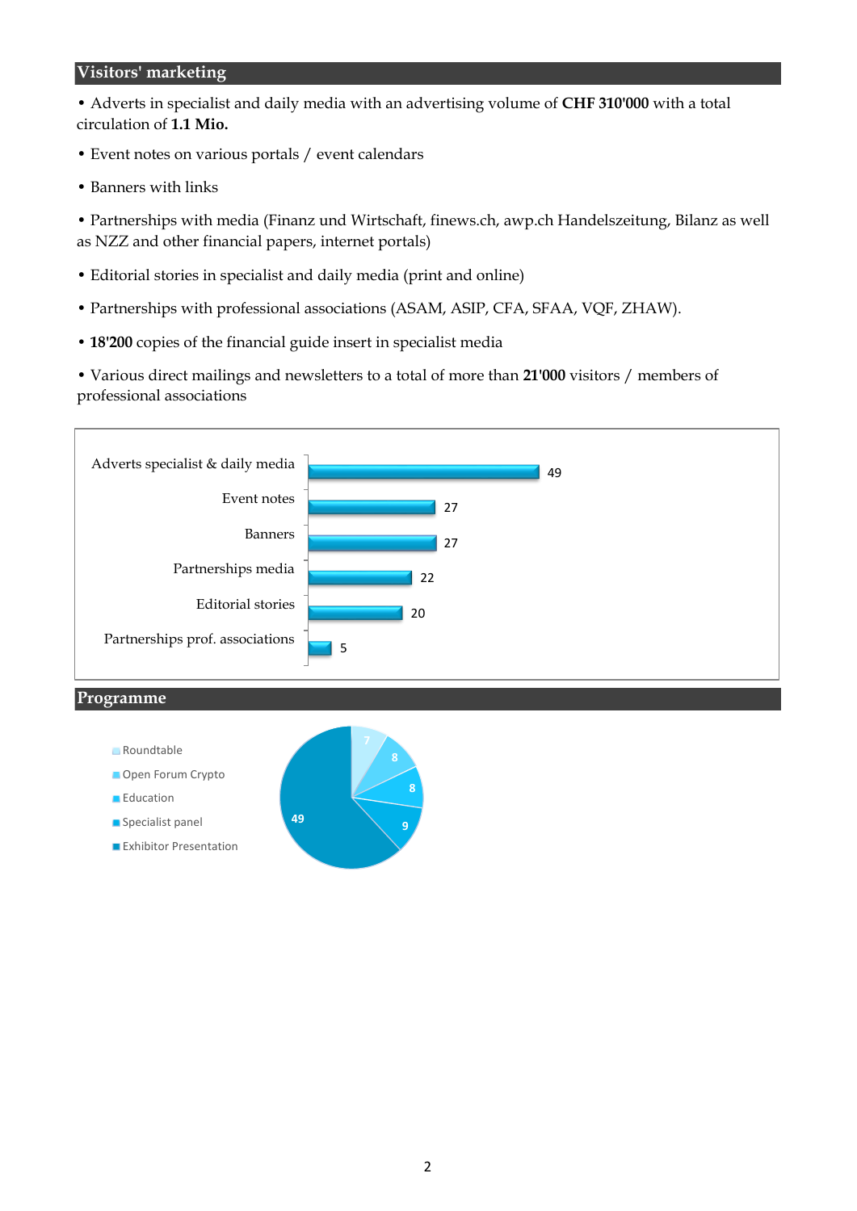## Visitors' marketing

• Adverts in specialist and daily media with an advertising volume of **CHF 310'000** with a total circulation of **1.1 Mio.**

• Event notes on various portals / event calendars

• Banners with links

• Partnerships with media (Finanz und Wirtschaft, finews.ch, awp.ch Handelszeitung, Bilanz as well as NZZ and other financial papers, internet portals)

• Editorial stories in specialist and daily media (print and online)

• Partnerships with professional associations (ASAM, ASIP, CFA, SFAA, VQF, ZHAW).

• **18'200** copies of the financial guide insert in specialist media

• Various direct mailings and newsletters to a total of more than **21'000** visitors / members of professional associations

Adverts specialist & daily media 49
Event notes 27
Banners 27
Partnerships media 22
Editorial stories 20
Partnerships prof. associations 5

## Programme

Roundtable
Open Forum Crypto
Education
Specialist panel
Exhibitor Presentation

7
8
8
9
49